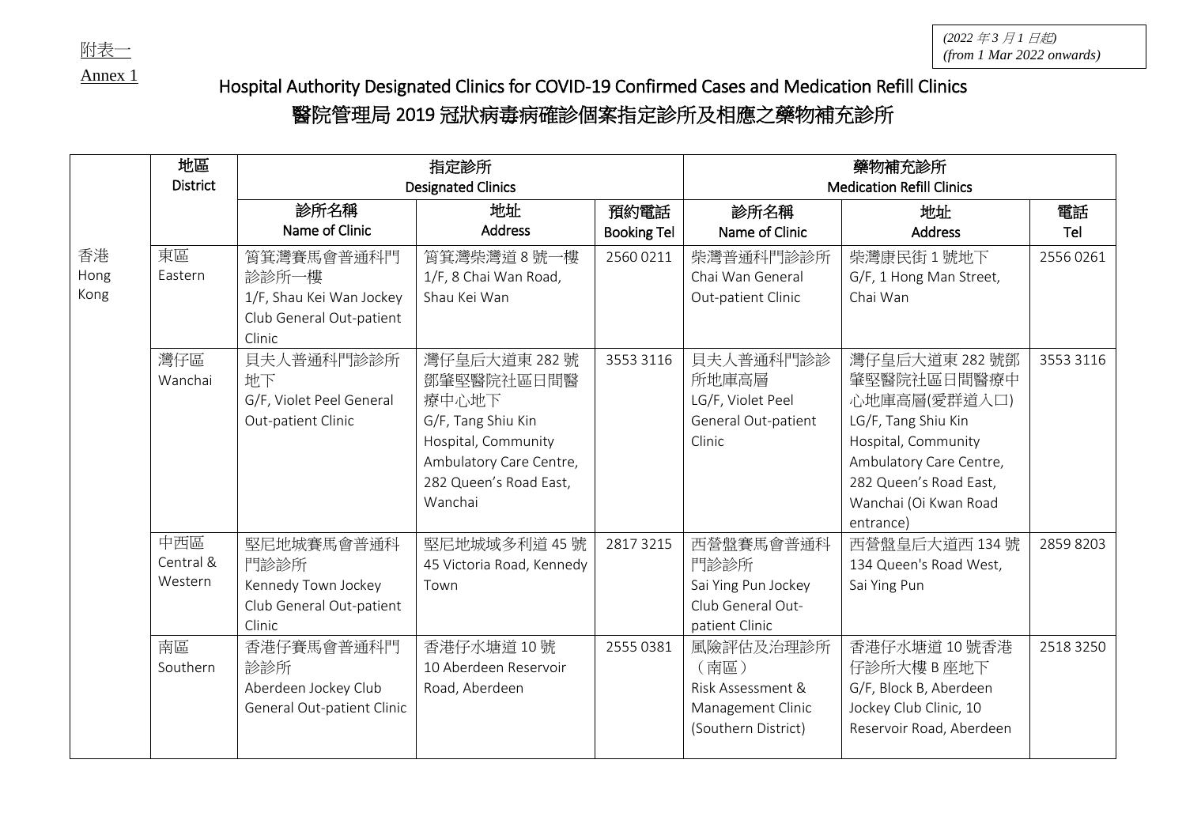附表一
Annex 1

*(2022 年 3 月 1 日起)*
*(from 1 Mar 2022 onwards)*

# Hospital Authority Designated Clinics for COVID-19 Confirmed Cases and Medication Refill Clinics
# 醫院管理局 2019 冠狀病毒病確診個案指定診所及相應之藥物補充診所

| | 地區 District | 指定診所 Designated Clinics | | | 藥物補充診所 Medication Refill Clinics | | |
|---|---|---|---|---|---|---|---|
| | | 診所名稱 Name of Clinic | 地址 Address | 預約電話 Booking Tel | 診所名稱 Name of Clinic | 地址 Address | 電話 Tel |
| 香港 Hong Kong | 東區 Eastern | 筲箕灣賽馬會普通科門診診所一樓 1/F, Shau Kei Wan Jockey Club General Out-patient Clinic | 筲箕灣柴灣道 8 號一樓 1/F, 8 Chai Wan Road, Shau Kei Wan | 2560 0211 | 柴灣普通科門診診所 Chai Wan General Out-patient Clinic | 柴灣康民街 1 號地下 G/F, 1 Hong Man Street, Chai Wan | 2556 0261 |
| | 灣仔區 Wanchai | 貝夫人普通科門診診所地下 G/F, Violet Peel General Out-patient Clinic | 灣仔皇后大道東 282 號鄧肇堅醫院社區日間醫療中心地下 G/F, Tang Shiu Kin Hospital, Community Ambulatory Care Centre, 282 Queen's Road East, Wanchai | 3553 3116 | 貝夫人普通科門診診所地庫高層 LG/F, Violet Peel General Out-patient Clinic | 灣仔皇后大道東 282 號鄧肇堅醫院社區日間醫療中心地庫高層(愛群道入口) LG/F, Tang Shiu Kin Hospital, Community Ambulatory Care Centre, 282 Queen's Road East, Wanchai (Oi Kwan Road entrance) | 3553 3116 |
| | 中西區 Central & Western | 堅尼地城賽馬會普通科門診診所 Kennedy Town Jockey Club General Out-patient Clinic | 堅尼地城域多利道 45 號 45 Victoria Road, Kennedy Town | 2817 3215 | 西營盤賽馬會普通科門診診所 Sai Ying Pun Jockey Club General Out-patient Clinic | 西營盤皇后大道西 134 號 134 Queen's Road West, Sai Ying Pun | 2859 8203 |
| | 南區 Southern | 香港仔賽馬會普通科門診診所 Aberdeen Jockey Club General Out-patient Clinic | 香港仔水塘道 10 號 10 Aberdeen Reservoir Road, Aberdeen | 2555 0381 | 風險評估及治理診所（南區） Risk Assessment & Management Clinic (Southern District) | 香港仔水塘道 10 號香港仔診所大樓 B 座地下 G/F, Block B, Aberdeen Jockey Club Clinic, 10 Reservoir Road, Aberdeen | 2518 3250 |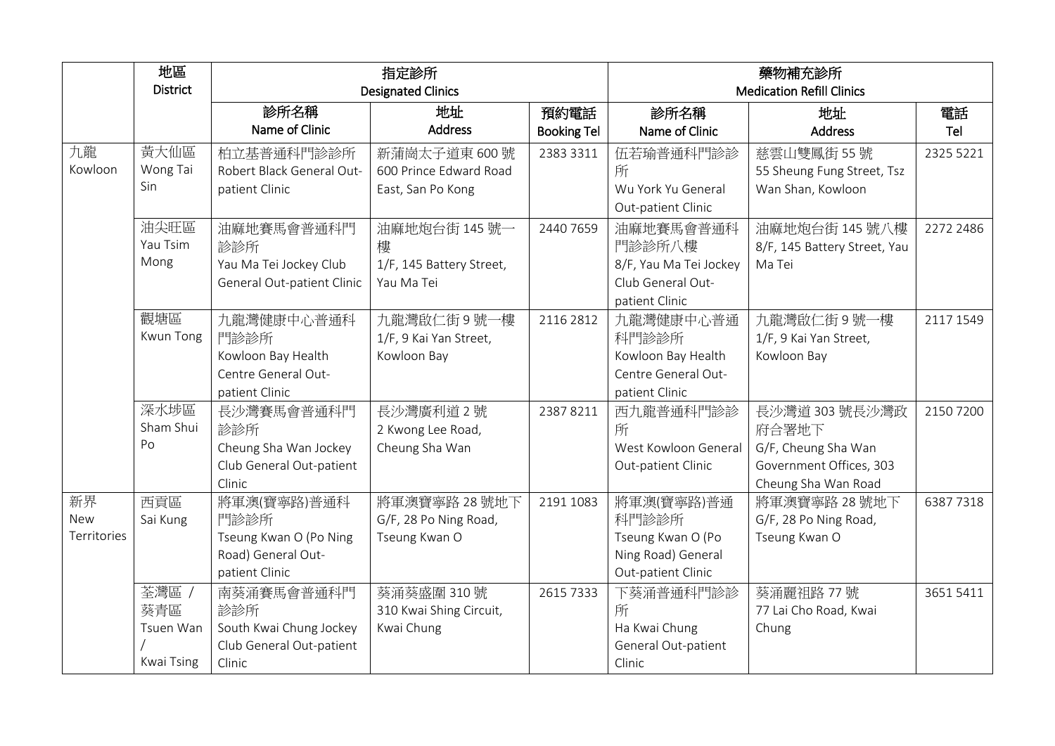| | 地區<br>District | 指定診所<br>Designated Clinics | | | 藥物補充診所<br>Medication Refill Clinics | | |
|---|---|---|---|---|---|---|---|
| | | 診所名稱<br>Name of Clinic | 地址<br>Address | 預約電話<br>Booking Tel | 診所名稱<br>Name of Clinic | 地址<br>Address | 電話<br>Tel |
| 九龍<br>Kowloon | 黃大仙區<br>Wong Tai Sin | 柏立基普通科門診診所<br>Robert Black General Out-patient Clinic | 新蒲崗太子道東 600 號<br>600 Prince Edward Road East, San Po Kong | 2383 3311 | 伍若瑜普通科門診診所<br>Wu York Yu General Out-patient Clinic | 慈雲山雙鳳街 55 號<br>55 Sheung Fung Street, Tsz Wan Shan, Kowloon | 2325 5221 |
| | 油尖旺區<br>Yau Tsim Mong | 油麻地賽馬會普通科門診診所<br>Yau Ma Tei Jockey Club General Out-patient Clinic | 油麻地炮台街 145 號一樓<br>1/F, 145 Battery Street, Yau Ma Tei | 2440 7659 | 油麻地賽馬會普通科門診診所八樓<br>8/F, Yau Ma Tei Jockey Club General Out-patient Clinic | 油麻地炮台街 145 號八樓<br>8/F, 145 Battery Street, Yau Ma Tei | 2272 2486 |
| | 觀塘區<br>Kwun Tong | 九龍灣健康中心普通科門診診所<br>Kowloon Bay Health Centre General Out-patient Clinic | 九龍灣啟仁街 9 號一樓<br>1/F, 9 Kai Yan Street, Kowloon Bay | 2116 2812 | 九龍灣健康中心普通科門診診所<br>Kowloon Bay Health Centre General Out-patient Clinic | 九龍灣啟仁街 9 號一樓<br>1/F, 9 Kai Yan Street, Kowloon Bay | 2117 1549 |
| | 深水埗區<br>Sham Shui Po | 長沙灣賽馬會普通科門診診所<br>Cheung Sha Wan Jockey Club General Out-patient Clinic | 長沙灣廣利道 2 號<br>2 Kwong Lee Road, Cheung Sha Wan | 2387 8211 | 西九龍普通科門診診所<br>West Kowloon General Out-patient Clinic | 長沙灣道 303 號長沙灣政府合署地下<br>G/F, Cheung Sha Wan Government Offices, 303 Cheung Sha Wan Road | 2150 7200 |
| 新界<br>New Territories | 西貢區<br>Sai Kung | 將軍澳(寶寧路)普通科門診診所<br>Tseung Kwan O (Po Ning Road) General Out-patient Clinic | 將軍澳寶寧路 28 號地下<br>G/F, 28 Po Ning Road, Tseung Kwan O | 2191 1083 | 將軍澳(寶寧路)普通科門診診所<br>Tseung Kwan O (Po Ning Road) General Out-patient Clinic | 將軍澳寶寧路 28 號地下<br>G/F, 28 Po Ning Road, Tseung Kwan O | 6387 7318 |
| | 荃灣區 / 葵青區<br>Tsuen Wan / Kwai Tsing | 南葵涌賽馬會普通科門診診所<br>South Kwai Chung Jockey Club General Out-patient Clinic | 葵涌葵盛圍 310 號<br>310 Kwai Shing Circuit, Kwai Chung | 2615 7333 | 下葵涌普通科門診診所<br>Ha Kwai Chung General Out-patient Clinic | 葵涌麗祖路 77 號<br>77 Lai Cho Road, Kwai Chung | 3651 5411 |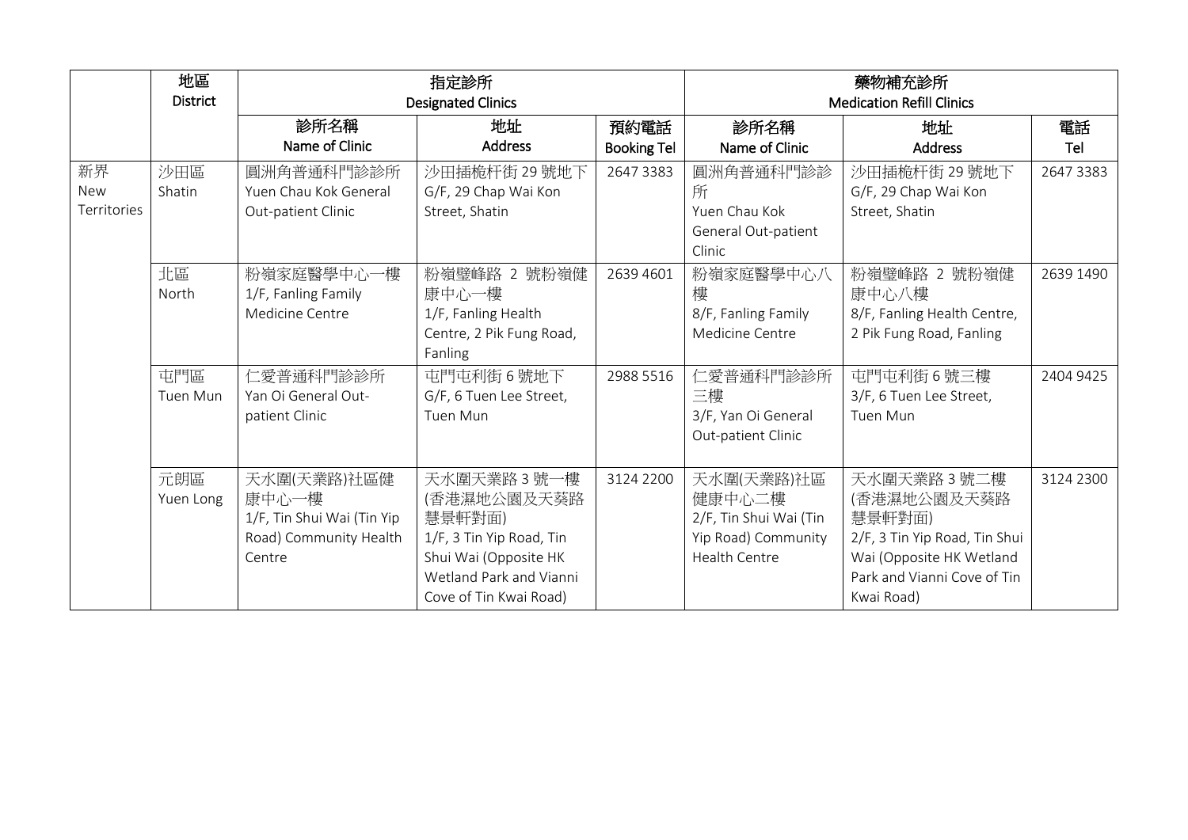| | 地區<br>District | 指定診所<br>Designated Clinics | | | 藥物補充診所<br>Medication Refill Clinics | | |
|---|---|---|---|---|---|---|---|
| | | 診所名稱<br>Name of Clinic | 地址<br>Address | 預約電話<br>Booking Tel | 診所名稱<br>Name of Clinic | 地址<br>Address | 電話<br>Tel |
| 新界<br>New Territories | 沙田區<br>Shatin | 圓洲角普通科門診診所<br>Yuen Chau Kok General Out-patient Clinic | 沙田插桅杆街 29 號地下<br>G/F, 29 Chap Wai Kon Street, Shatin | 2647 3383 | 圓洲角普通科門診診所<br>Yuen Chau Kok General Out-patient Clinic | 沙田插桅杆街 29 號地下<br>G/F, 29 Chap Wai Kon Street, Shatin | 2647 3383 |
| | 北區<br>North | 粉嶺家庭醫學中心一樓<br>1/F, Fanling Family Medicine Centre | 粉嶺璧峰路 2 號粉嶺健康中心一樓<br>1/F, Fanling Health Centre, 2 Pik Fung Road, Fanling | 2639 4601 | 粉嶺家庭醫學中心八樓<br>8/F, Fanling Family Medicine Centre | 粉嶺璧峰路 2 號粉嶺健康中心八樓<br>8/F, Fanling Health Centre, 2 Pik Fung Road, Fanling | 2639 1490 |
| | 屯門區<br>Tuen Mun | 仁愛普通科門診診所<br>Yan Oi General Out-patient Clinic | 屯門屯利街 6 號地下<br>G/F, 6 Tuen Lee Street, Tuen Mun | 2988 5516 | 仁愛普通科門診診所三樓<br>3/F, Yan Oi General Out-patient Clinic | 屯門屯利街 6 號三樓<br>3/F, 6 Tuen Lee Street, Tuen Mun | 2404 9425 |
| | 元朗區<br>Yuen Long | 天水圍(天業路)社區健康中心一樓<br>1/F, Tin Shui Wai (Tin Yip Road) Community Health Centre | 天水圍天業路 3 號一樓<br>(香港濕地公園及天葵路慧景軒對面)<br>1/F, 3 Tin Yip Road, Tin Shui Wai (Opposite HK Wetland Park and Vianni Cove of Tin Kwai Road) | 3124 2200 | 天水圍(天業路)社區健康中心二樓<br>2/F, Tin Shui Wai (Tin Yip Road) Community Health Centre | 天水圍天業路 3 號二樓<br>(香港濕地公園及天葵路慧景軒對面)<br>2/F, 3 Tin Yip Road, Tin Shui Wai (Opposite HK Wetland Park and Vianni Cove of Tin Kwai Road) | 3124 2300 |